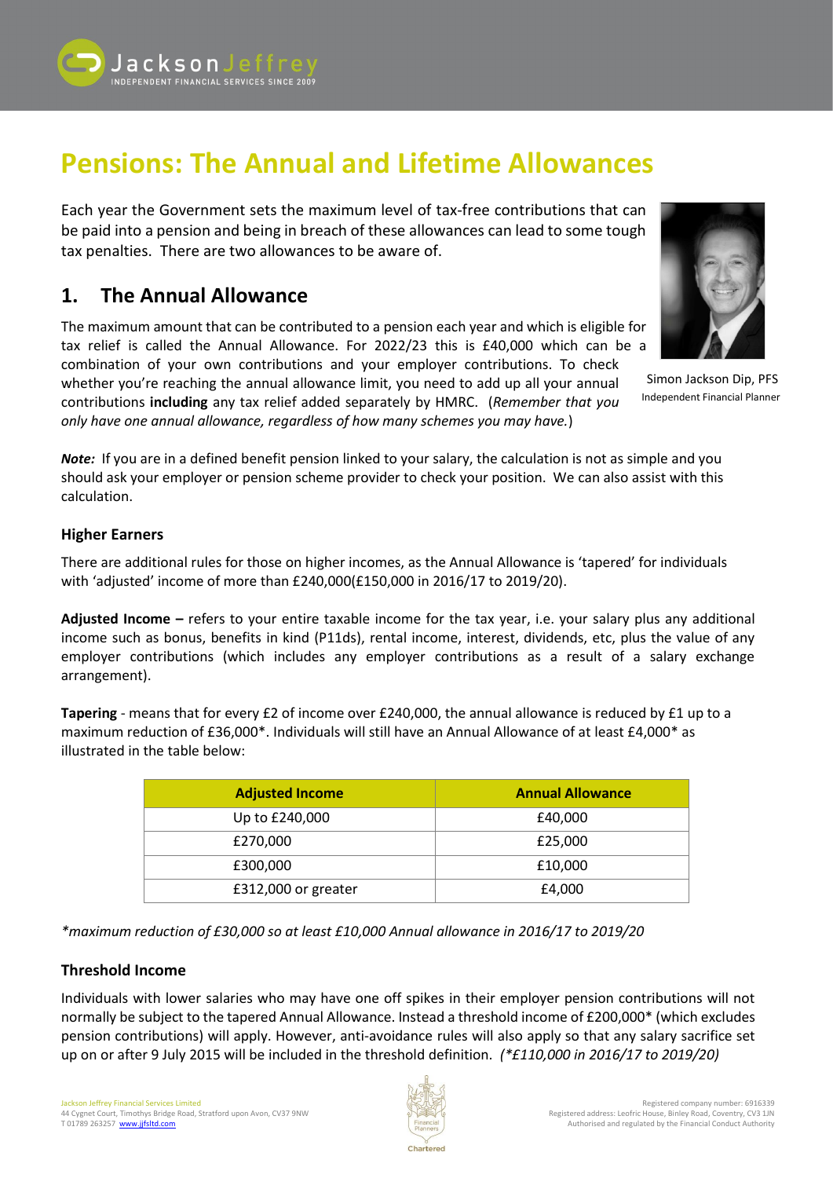# Pensions: The Annual and Lifetime Allowances

Each year the Government sets the maximum level of tax-free contributions that can be paid into a pension and being in breach of these allowances can lead to some tough tax penalties. There are two allowances to be aware of.

Simon Jackson Dip, PFS
Independent Financial Planner

## 1. The Annual Allowance

The maximum amount that can be contributed to a pension each year and which is eligible for tax relief is called the Annual Allowance. For 2022/23 this is £40,000 which can be a combination of your own contributions and your employer contributions. To check whether you're reaching the annual allowance limit, you need to add up all your annual contributions **including** any tax relief added separately by HMRC. (*Remember that you only have one annual allowance, regardless of how many schemes you may have.*)

***Note:*** If you are in a defined benefit pension linked to your salary, the calculation is not as simple and you should ask your employer or pension scheme provider to check your position. We can also assist with this calculation.

### Higher Earners

There are additional rules for those on higher incomes, as the Annual Allowance is 'tapered' for individuals with 'adjusted' income of more than £240,000(£150,000 in 2016/17 to 2019/20).

**Adjusted Income –** refers to your entire taxable income for the tax year, i.e. your salary plus any additional income such as bonus, benefits in kind (P11ds), rental income, interest, dividends, etc, plus the value of any employer contributions (which includes any employer contributions as a result of a salary exchange arrangement).

**Tapering** - means that for every £2 of income over £240,000, the annual allowance is reduced by £1 up to a maximum reduction of £36,000*. Individuals will still have an Annual Allowance of at least £4,000* as illustrated in the table below:

| Adjusted Income | Annual Allowance |
|---|---|
| Up to £240,000 | £40,000 |
| £270,000 | £25,000 |
| £300,000 | £10,000 |
| £312,000 or greater | £4,000 |

*\*maximum reduction of £30,000 so at least £10,000 Annual allowance in 2016/17 to 2019/20*

### Threshold Income

Individuals with lower salaries who may have one off spikes in their employer pension contributions will not normally be subject to the tapered Annual Allowance. Instead a threshold income of £200,000* (which excludes pension contributions) will apply. However, anti-avoidance rules will also apply so that any salary sacrifice set up on or after 9 July 2015 will be included in the threshold definition. *(\*£110,000 in 2016/17 to 2019/20)*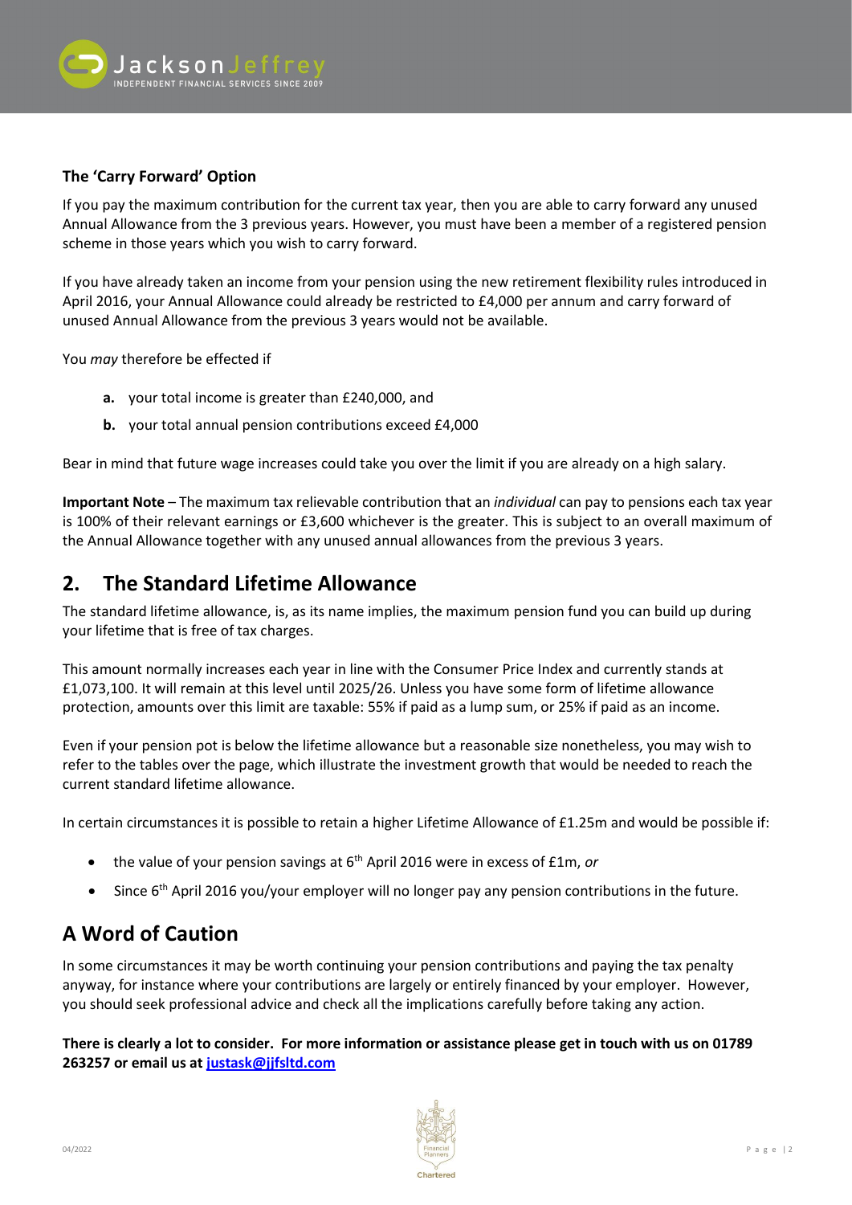### The 'Carry Forward' Option

If you pay the maximum contribution for the current tax year, then you are able to carry forward any unused Annual Allowance from the 3 previous years. However, you must have been a member of a registered pension scheme in those years which you wish to carry forward.

If you have already taken an income from your pension using the new retirement flexibility rules introduced in April 2016, your Annual Allowance could already be restricted to £4,000 per annum and carry forward of unused Annual Allowance from the previous 3 years would not be available.

You *may* therefore be effected if

- **a.** your total income is greater than £240,000, and
- **b.** your total annual pension contributions exceed £4,000

Bear in mind that future wage increases could take you over the limit if you are already on a high salary.

**Important Note** – The maximum tax relievable contribution that an *individual* can pay to pensions each tax year is 100% of their relevant earnings or £3,600 whichever is the greater. This is subject to an overall maximum of the Annual Allowance together with any unused annual allowances from the previous 3 years.

## 2. The Standard Lifetime Allowance

The standard lifetime allowance, is, as its name implies, the maximum pension fund you can build up during your lifetime that is free of tax charges.

This amount normally increases each year in line with the Consumer Price Index and currently stands at £1,073,100. It will remain at this level until 2025/26. Unless you have some form of lifetime allowance protection, amounts over this limit are taxable: 55% if paid as a lump sum, or 25% if paid as an income.

Even if your pension pot is below the lifetime allowance but a reasonable size nonetheless, you may wish to refer to the tables over the page, which illustrate the investment growth that would be needed to reach the current standard lifetime allowance.

In certain circumstances it is possible to retain a higher Lifetime Allowance of £1.25m and would be possible if:

- the value of your pension savings at 6th April 2016 were in excess of £1m, *or*
- Since 6th April 2016 you/your employer will no longer pay any pension contributions in the future.

## A Word of Caution

In some circumstances it may be worth continuing your pension contributions and paying the tax penalty anyway, for instance where your contributions are largely or entirely financed by your employer. However, you should seek professional advice and check all the implications carefully before taking any action.

**There is clearly a lot to consider. For more information or assistance please get in touch with us on 01789 263257 or email us at justask@jjfsltd.com**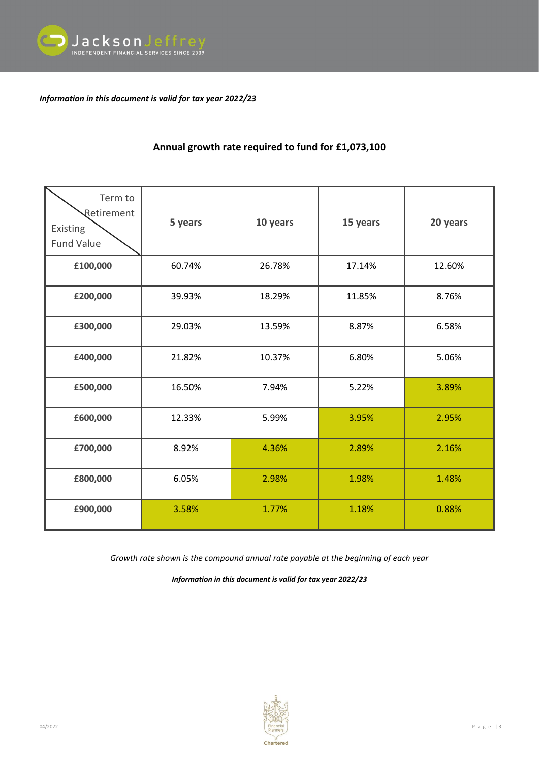*Information in this document is valid for tax year 2022/23*

## Annual growth rate required to fund for £1,073,100

| Term to Retirement / Existing Fund Value | 5 years | 10 years | 15 years | 20 years |
|---|---|---|---|---|
| **£100,000** | 60.74% | 26.78% | 17.14% | 12.60% |
| **£200,000** | 39.93% | 18.29% | 11.85% | 8.76% |
| **£300,000** | 29.03% | 13.59% | 8.87% | 6.58% |
| **£400,000** | 21.82% | 10.37% | 6.80% | 5.06% |
| **£500,000** | 16.50% | 7.94% | 5.22% | 3.89% |
| **£600,000** | 12.33% | 5.99% | 3.95% | 2.95% |
| **£700,000** | 8.92% | 4.36% | 2.89% | 2.16% |
| **£800,000** | 6.05% | 2.98% | 1.98% | 1.48% |
| **£900,000** | 3.58% | 1.77% | 1.18% | 0.88% |

*Growth rate shown is the compound annual rate payable at the beginning of each year*

***Information in this document is valid for tax year 2022/23***

04/2022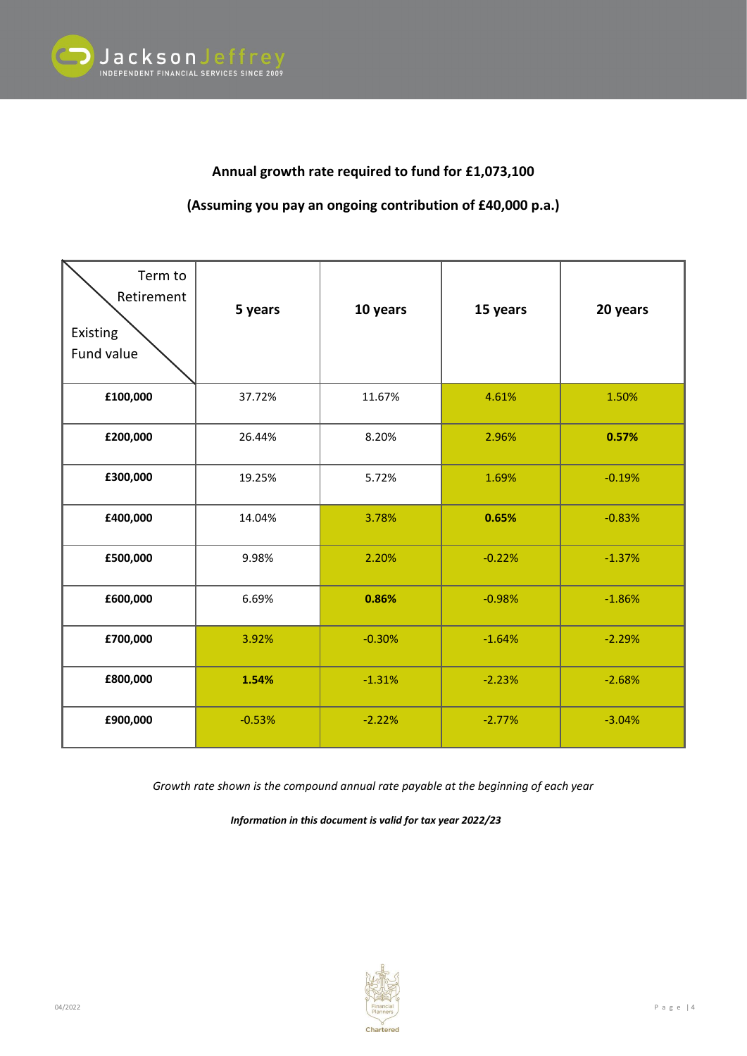**Annual growth rate required to fund for £1,073,100**

**(Assuming you pay an ongoing contribution of £40,000 p.a.)**

| Existing Fund value \ Term to Retirement | 5 years | 10 years | 15 years | 20 years |
|---|---|---|---|---|
| **£100,000** | 37.72% | 11.67% | 4.61% | 1.50% |
| **£200,000** | 26.44% | 8.20% | 2.96% | **0.57%** |
| **£300,000** | 19.25% | 5.72% | 1.69% | -0.19% |
| **£400,000** | 14.04% | 3.78% | **0.65%** | -0.83% |
| **£500,000** | 9.98% | 2.20% | -0.22% | -1.37% |
| **£600,000** | 6.69% | **0.86%** | -0.98% | -1.86% |
| **£700,000** | 3.92% | -0.30% | -1.64% | -2.29% |
| **£800,000** | **1.54%** | -1.31% | -2.23% | -2.68% |
| **£900,000** | -0.53% | -2.22% | -2.77% | -3.04% |

*Growth rate shown is the compound annual rate payable at the beginning of each year*

***Information in this document is valid for tax year 2022/23***